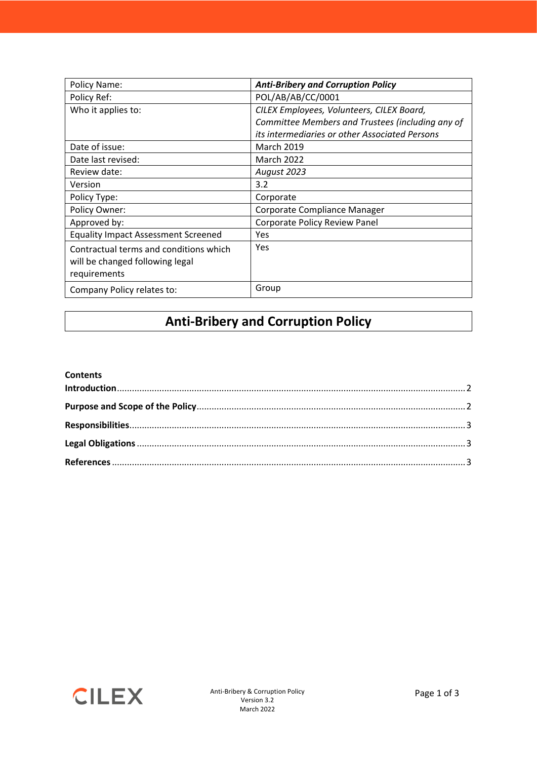| Policy Name: | ***Anti-Bribery and Corruption Policy*** |
|---|---|
| Policy Ref: | POL/AB/AB/CC/0001 |
| Who it applies to: | *CILEX Employees, Volunteers, CILEX Board, Committee Members and Trustees (including any of its intermediaries or other Associated Persons* |
| Date of issue: | March 2019 |
| Date last revised: | March 2022 |
| Review date: | *August 2023* |
| Version | 3.2 |
| Policy Type: | Corporate |
| Policy Owner: | Corporate Compliance Manager |
| Approved by: | Corporate Policy Review Panel |
| Equality Impact Assessment Screened | Yes |
| Contractual terms and conditions which will be changed following legal requirements | Yes |
| Company Policy relates to: | Group |

# Anti-Bribery and Corruption Policy

**Contents**

**Introduction** .......... 2

**Purpose and Scope of the Policy** .......... 2

**Responsibilities** .......... 3

**Legal Obligations** .......... 3

**References** .......... 3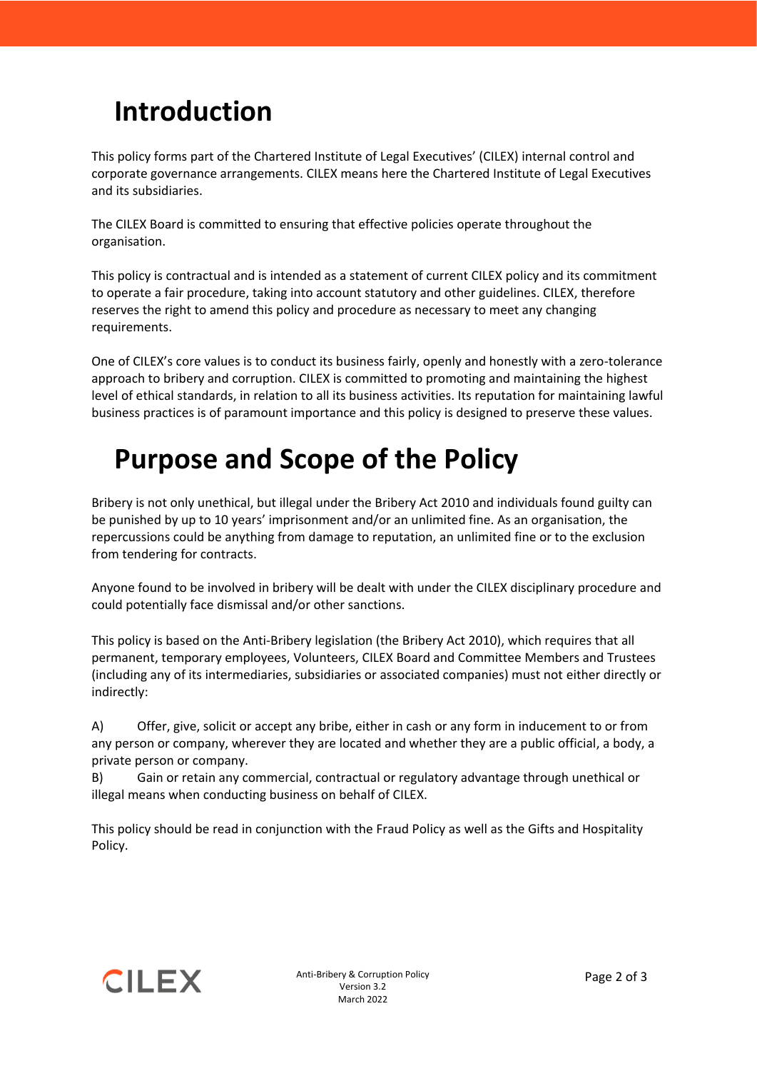# Introduction

This policy forms part of the Chartered Institute of Legal Executives' (CILEX) internal control and corporate governance arrangements. CILEX means here the Chartered Institute of Legal Executives and its subsidiaries.

The CILEX Board is committed to ensuring that effective policies operate throughout the organisation.

This policy is contractual and is intended as a statement of current CILEX policy and its commitment to operate a fair procedure, taking into account statutory and other guidelines. CILEX, therefore reserves the right to amend this policy and procedure as necessary to meet any changing requirements.

One of CILEX's core values is to conduct its business fairly, openly and honestly with a zero-tolerance approach to bribery and corruption. CILEX is committed to promoting and maintaining the highest level of ethical standards, in relation to all its business activities. Its reputation for maintaining lawful business practices is of paramount importance and this policy is designed to preserve these values.

# Purpose and Scope of the Policy

Bribery is not only unethical, but illegal under the Bribery Act 2010 and individuals found guilty can be punished by up to 10 years' imprisonment and/or an unlimited fine. As an organisation, the repercussions could be anything from damage to reputation, an unlimited fine or to the exclusion from tendering for contracts.

Anyone found to be involved in bribery will be dealt with under the CILEX disciplinary procedure and could potentially face dismissal and/or other sanctions.

This policy is based on the Anti-Bribery legislation (the Bribery Act 2010), which requires that all permanent, temporary employees, Volunteers, CILEX Board and Committee Members and Trustees (including any of its intermediaries, subsidiaries or associated companies) must not either directly or indirectly:

A) Offer, give, solicit or accept any bribe, either in cash or any form in inducement to or from any person or company, wherever they are located and whether they are a public official, a body, a private person or company.

B) Gain or retain any commercial, contractual or regulatory advantage through unethical or illegal means when conducting business on behalf of CILEX.

This policy should be read in conjunction with the Fraud Policy as well as the Gifts and Hospitality Policy.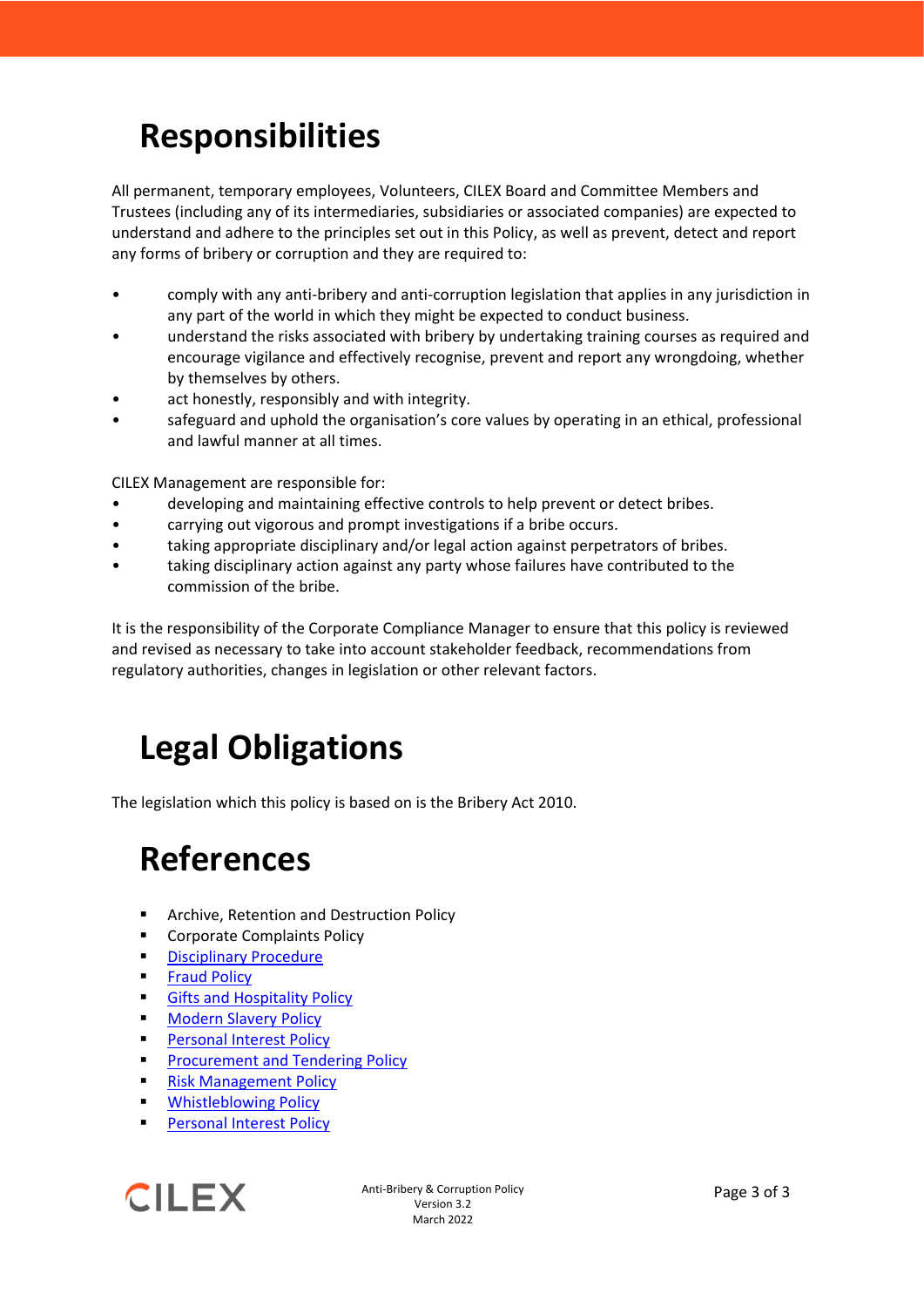# Responsibilities

All permanent, temporary employees, Volunteers, CILEX Board and Committee Members and Trustees (including any of its intermediaries, subsidiaries or associated companies) are expected to understand and adhere to the principles set out in this Policy, as well as prevent, detect and report any forms of bribery or corruption and they are required to:

- comply with any anti-bribery and anti-corruption legislation that applies in any jurisdiction in any part of the world in which they might be expected to conduct business.
- understand the risks associated with bribery by undertaking training courses as required and encourage vigilance and effectively recognise, prevent and report any wrongdoing, whether by themselves by others.
- act honestly, responsibly and with integrity.
- safeguard and uphold the organisation's core values by operating in an ethical, professional and lawful manner at all times.

CILEX Management are responsible for:

- developing and maintaining effective controls to help prevent or detect bribes.
- carrying out vigorous and prompt investigations if a bribe occurs.
- taking appropriate disciplinary and/or legal action against perpetrators of bribes.
- taking disciplinary action against any party whose failures have contributed to the commission of the bribe.

It is the responsibility of the Corporate Compliance Manager to ensure that this policy is reviewed and revised as necessary to take into account stakeholder feedback, recommendations from regulatory authorities, changes in legislation or other relevant factors.

# Legal Obligations

The legislation which this policy is based on is the Bribery Act 2010.

# References

- Archive, Retention and Destruction Policy
- Corporate Complaints Policy
- Disciplinary Procedure
- Fraud Policy
- Gifts and Hospitality Policy
- Modern Slavery Policy
- Personal Interest Policy
- Procurement and Tendering Policy
- Risk Management Policy
- Whistleblowing Policy
- Personal Interest Policy